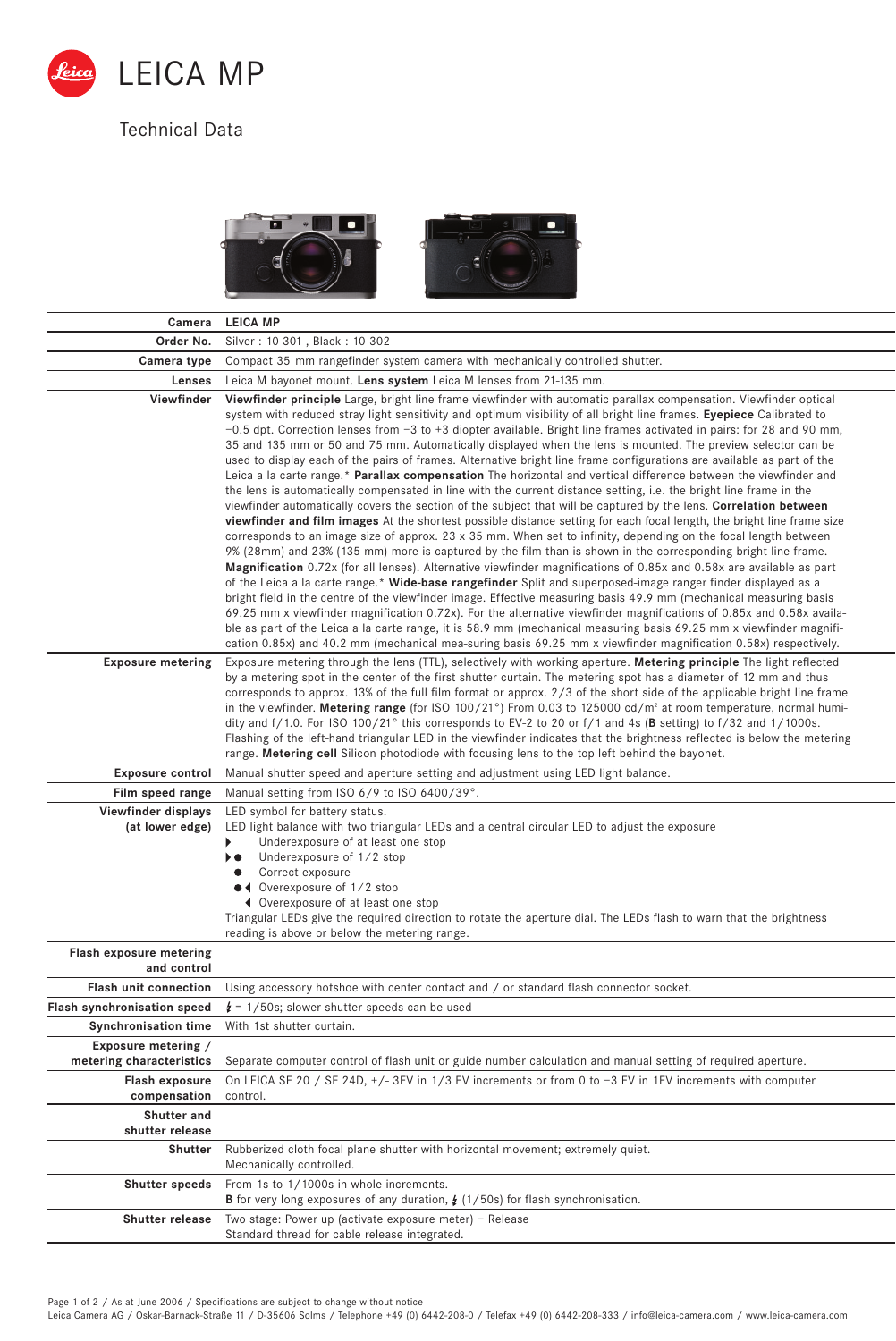# LEICA MP

Technical Data

| Camera | LEICA MP |
|---|---|
| Order No. | Silver : 10 301 , Black : 10 302 |
| Camera type | Compact 35 mm rangefinder system camera with mechanically controlled shutter. |
| Lenses | Leica M bayonet mount. **Lens system** Leica M lenses from 21-135 mm. |
| Viewfinder | **Viewfinder principle** Large, bright line frame viewfinder with automatic parallax compensation. Viewfinder optical system with reduced stray light sensitivity and optimum visibility of all bright line frames. **Eyepiece** Calibrated to −0.5 dpt. Correction lenses from −3 to +3 diopter available. Bright line frames activated in pairs: for 28 and 90 mm, 35 and 135 mm or 50 and 75 mm. Automatically displayed when the lens is mounted. The preview selector can be used to display each of the pairs of frames. Alternative bright line frame configurations are available as part of the Leica a la carte range.* **Parallax compensation** The horizontal and vertical difference between the viewfinder and the lens is automatically compensated in line with the current distance setting, i.e. the bright line frame in the viewfinder automatically covers the section of the subject that will be captured by the lens. **Correlation between viewfinder and film images** At the shortest possible distance setting for each focal length, the bright line frame size corresponds to an image size of approx. 23 x 35 mm. When set to infinity, depending on the focal length between 9% (28mm) and 23% (135 mm) more is captured by the film than is shown in the corresponding bright line frame. **Magnification** 0.72x (for all lenses). Alternative viewfinder magnifications of 0.85x and 0.58x are available as part of the Leica a la carte range.* **Wide-base rangefinder** Split and superposed-image ranger finder displayed as a bright field in the centre of the viewfinder image. Effective measuring basis 49.9 mm (mechanical measuring basis 69.25 mm x viewfinder magnification 0.72x). For the alternative viewfinder magnifications of 0.85x and 0.58x available as part of the Leica a la carte range, it is 58.9 mm (mechanical measuring basis 69.25 mm x viewfinder magnification 0.85x) and 40.2 mm (mechanical mea-suring basis 69.25 mm x viewfinder magnification 0.58x) respectively. |
| Exposure metering | Exposure metering through the lens (TTL), selectively with working aperture. **Metering principle** The light reflected by a metering spot in the center of the first shutter curtain. The metering spot has a diameter of 12 mm and thus corresponds to approx. 13% of the full film format or approx. 2/3 of the short side of the applicable bright line frame in the viewfinder. **Metering range** (for ISO 100/21°) From 0.03 to 125000 cd/m² at room temperature, normal humidity and f/1.0. For ISO 100/21° this corresponds to EV-2 to 20 or f/1 and 4s (**B** setting) to f/32 and 1/1000s. Flashing of the left-hand triangular LED in the viewfinder indicates that the brightness reflected is below the metering range. **Metering cell** Silicon photodiode with focusing lens to the top left behind the bayonet. |
| Exposure control | Manual shutter speed and aperture setting and adjustment using LED light balance. |
| Film speed range | Manual setting from ISO 6/9 to ISO 6400/39°. |
| Viewfinder displays (at lower edge) | LED symbol for battery status.<br>LED light balance with two triangular LEDs and a central circular LED to adjust the exposure<br>▶ Underexposure of at least one stop<br>▶● Underexposure of 1/2 stop<br>● Correct exposure<br>●◀ Overexposure of 1/2 stop<br>◀ Overexposure of at least one stop<br>Triangular LEDs give the required direction to rotate the aperture dial. The LEDs flash to warn that the brightness reading is above or below the metering range. |
| **Flash exposure metering and control** | |
| Flash unit connection | Using accessory hotshoe with center contact and / or standard flash connector socket. |
| Flash synchronisation speed | ϟ = 1/50s; slower shutter speeds can be used |
| Synchronisation time | With 1st shutter curtain. |
| Exposure metering / metering characteristics | Separate computer control of flash unit or guide number calculation and manual setting of required aperture. |
| Flash exposure compensation | On LEICA SF 20 / SF 24D, +/- 3EV in 1/3 EV increments or from 0 to −3 EV in 1EV increments with computer control. |
| **Shutter and shutter release** | |
| Shutter | Rubberized cloth focal plane shutter with horizontal movement; extremely quiet.<br>Mechanically controlled. |
| Shutter speeds | From 1s to 1/1000s in whole increments.<br>**B** for very long exposures of any duration, ϟ (1/50s) for flash synchronisation. |
| Shutter release | Two stage: Power up (activate exposure meter) – Release<br>Standard thread for cable release integrated. |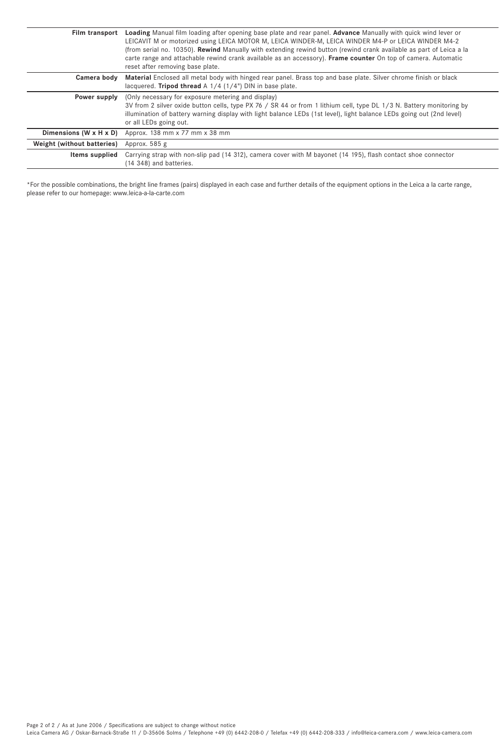| | |
|---|---|
| **Film transport** | **Loading** Manual film loading after opening base plate and rear panel. **Advance** Manually with quick wind lever or LEICAVIT M or motorized using LEICA MOTOR M, LEICA WINDER-M, LEICA WINDER M4-P or LEICA WINDER M4-2 (from serial no. 10350). **Rewind** Manually with extending rewind button (rewind crank available as part of Leica a la carte range and attachable rewind crank available as an accessory). **Frame counter** On top of camera. Automatic reset after removing base plate. |
| **Camera body** | **Material** Enclosed all metal body with hinged rear panel. Brass top and base plate. Silver chrome finish or black lacquered. **Tripod thread** A 1/4 (1/4") DIN in base plate. |
| **Power supply** | (Only necessary for exposure metering and display) 3V from 2 silver oxide button cells, type PX 76 / SR 44 or from 1 lithium cell, type DL 1/3 N. Battery monitoring by illumination of battery warning display with light balance LEDs (1st level), light balance LEDs going out (2nd level) or all LEDs going out. |
| **Dimensions (W x H x D)** | Approx. 138 mm x 77 mm x 38 mm |
| **Weight (without batteries)** | Approx. 585 g |
| **Items supplied** | Carrying strap with non-slip pad (14 312), camera cover with M bayonet (14 195), flash contact shoe connector (14 348) and batteries. |

*For the possible combinations, the bright line frames (pairs) displayed in each case and further details of the equipment options in the Leica a la carte range, please refer to our homepage: www.leica-a-la-carte.com

As at June 2006 / Specifications are subject to change without notice

Leica Camera AG / Oskar-Barnack-Straße 11 / D-35606 Solms / Telephone +49 (0) 6442-208-0 / Telefax +49 (0) 6442-208-333 / info@leica-camera.com / www.leica-camera.com